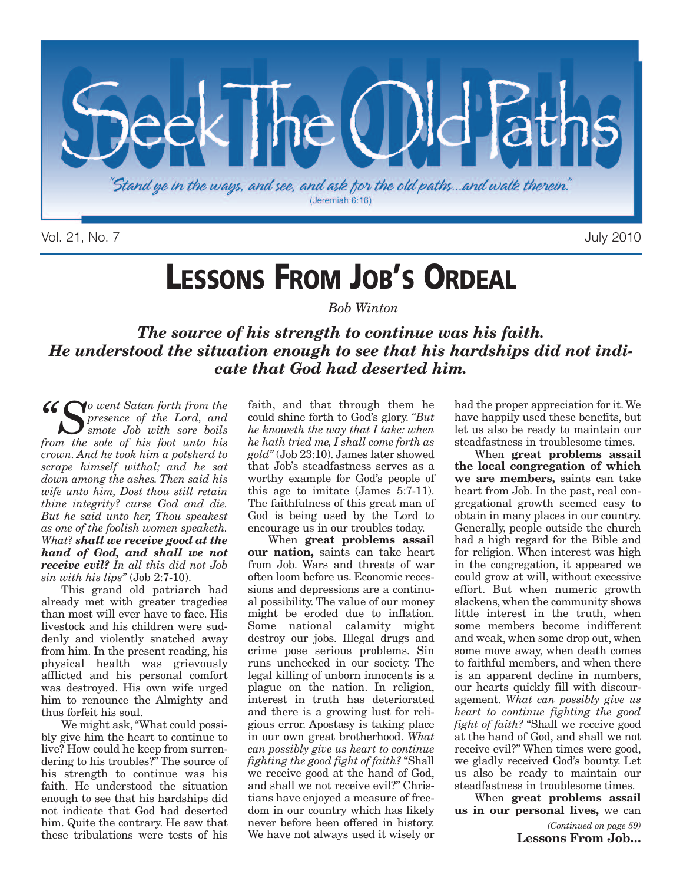# Seek The Old Paths

*"Stand ye in the ways, and see, and ask for the old paths...and walk therein."* (Jeremiah 6:16)

Vol. 21, No. 7 July 2010

## LESSONS FROM JOB'S ORDEAL

*Bob Winton*

***The source of his strength to continue was his faith. He understood the situation enough to see that his hardships did not indicate that God had deserted him.***

*"So went Satan forth from the presence of the Lord, and smote Job with sore boils from the sole of his foot unto his crown. And he took him a potsherd to scrape himself withal; and he sat down among the ashes. Then said his wife unto him, Dost thou still retain thine integrity? curse God and die. But he said unto her, Thou speakest as one of the foolish women speaketh. What? **shall we receive good at the hand of God, and shall we not receive evil?** In all this did not Job sin with his lips"* (Job 2:7-10).

This grand old patriarch had already met with greater tragedies than most will ever have to face. His livestock and his children were suddenly and violently snatched away from him. In the present reading, his physical health was grievously afflicted and his personal comfort was destroyed. His own wife urged him to renounce the Almighty and thus forfeit his soul.

We might ask, "What could possibly give him the heart to continue to live? How could he keep from surrendering to his troubles?" The source of his strength to continue was his faith. He understood the situation enough to see that his hardships did not indicate that God had deserted him. Quite the contrary. He saw that these tribulations were tests of his faith, and that through them he could shine forth to God's glory. *"But he knoweth the way that I take: when he hath tried me, I shall come forth as gold"* (Job 23:10). James later showed that Job's steadfastness serves as a worthy example for God's people of this age to imitate (James 5:7-11). The faithfulness of this great man of God is being used by the Lord to encourage us in our troubles today.

When **great problems assail our nation,** saints can take heart from Job. Wars and threats of war often loom before us. Economic recessions and depressions are a continual possibility. The value of our money might be eroded due to inflation. Some national calamity might destroy our jobs. Illegal drugs and crime pose serious problems. Sin runs unchecked in our society. The legal killing of unborn innocents is a plague on the nation. In religion, interest in truth has deteriorated and there is a growing lust for religious error. Apostasy is taking place in our own great brotherhood. *What can possibly give us heart to continue fighting the good fight of faith?* "Shall we receive good at the hand of God, and shall we not receive evil?" Christians have enjoyed a measure of freedom in our country which has likely never before been offered in history. We have not always used it wisely or had the proper appreciation for it. We have happily used these benefits, but let us also be ready to maintain our steadfastness in troublesome times.

When **great problems assail the local congregation of which we are members,** saints can take heart from Job. In the past, real congregational growth seemed easy to obtain in many places in our country. Generally, people outside the church had a high regard for the Bible and for religion. When interest was high in the congregation, it appeared we could grow at will, without excessive effort. But when numeric growth slackens, when the community shows little interest in the truth, when some members become indifferent and weak, when some drop out, when some move away, when death comes to faithful members, and when there is an apparent decline in numbers, our hearts quickly fill with discouragement. *What can possibly give us heart to continue fighting the good fight of faith?* "Shall we receive good at the hand of God, and shall we not receive evil?" When times were good, we gladly received God's bounty. Let us also be ready to maintain our steadfastness in troublesome times.

When **great problems assail us in our personal lives,** we can

*(Continued on page 59)*
**Lessons From Job...**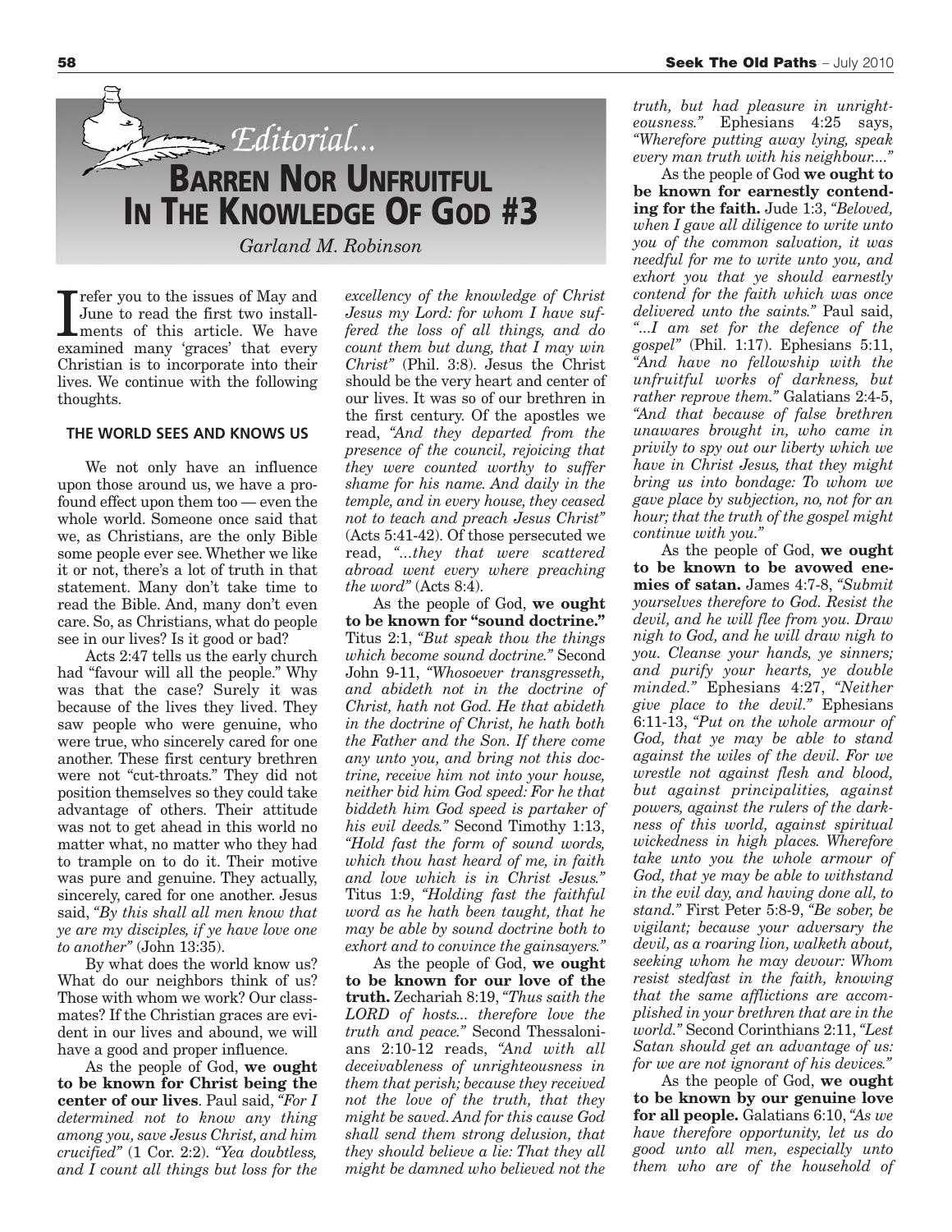*Editorial...*

# BARREN NOR UNFRUITFUL IN THE KNOWLEDGE OF GOD #3

*Garland M. Robinson*

I refer you to the issues of May and June to read the first two installments of this article. We have examined many 'graces' that every Christian is to incorporate into their lives. We continue with the following thoughts.

### THE WORLD SEES AND KNOWS US

We not only have an influence upon those around us, we have a profound effect upon them too — even the whole world. Someone once said that we, as Christians, are the only Bible some people ever see. Whether we like it or not, there's a lot of truth in that statement. Many don't take time to read the Bible. And, many don't even care. So, as Christians, what do people see in our lives? Is it good or bad?

Acts 2:47 tells us the early church had "favour will all the people." Why was that the case? Surely it was because of the lives they lived. They saw people who were genuine, who were true, who sincerely cared for one another. These first century brethren were not "cut-throats." They did not position themselves so they could take advantage of others. Their attitude was not to get ahead in this world no matter what, no matter who they had to trample on to do it. Their motive was pure and genuine. They actually, sincerely, cared for one another. Jesus said, *"By this shall all men know that ye are my disciples, if ye have love one to another"* (John 13:35).

By what does the world know us? What do our neighbors think of us? Those with whom we work? Our classmates? If the Christian graces are evident in our lives and abound, we will have a good and proper influence.

As the people of God, **we ought to be known for Christ being the center of our lives**. Paul said, *"For I determined not to know any thing among you, save Jesus Christ, and him crucified"* (1 Cor. 2:2). *"Yea doubtless, and I count all things but loss for the excellency of the knowledge of Christ Jesus my Lord: for whom I have suffered the loss of all things, and do count them but dung, that I may win Christ"* (Phil. 3:8). Jesus the Christ should be the very heart and center of our lives. It was so of our brethren in the first century. Of the apostles we read, *"And they departed from the presence of the council, rejoicing that they were counted worthy to suffer shame for his name. And daily in the temple, and in every house, they ceased not to teach and preach Jesus Christ"* (Acts 5:41-42). Of those persecuted we read, *"...they that were scattered abroad went every where preaching the word"* (Acts 8:4).

As the people of God, **we ought to be known for "sound doctrine."** Titus 2:1, *"But speak thou the things which become sound doctrine."* Second John 9-11, *"Whosoever transgresseth, and abideth not in the doctrine of Christ, hath not God. He that abideth in the doctrine of Christ, he hath both the Father and the Son. If there come any unto you, and bring not this doctrine, receive him not into your house, neither bid him God speed: For he that biddeth him God speed is partaker of his evil deeds."* Second Timothy 1:13, *"Hold fast the form of sound words, which thou hast heard of me, in faith and love which is in Christ Jesus."* Titus 1:9, *"Holding fast the faithful word as he hath been taught, that he may be able by sound doctrine both to exhort and to convince the gainsayers."*

As the people of God, **we ought to be known for our love of the truth.** Zechariah 8:19, *"Thus saith the LORD of hosts... therefore love the truth and peace."* Second Thessalonians 2:10-12 reads, *"And with all deceivableness of unrighteousness in them that perish; because they received not the love of the truth, that they might be saved. And for this cause God shall send them strong delusion, that they should believe a lie: That they all might be damned who believed not the truth, but had pleasure in unrighteousness."* Ephesians 4:25 says, *"Wherefore putting away lying, speak every man truth with his neighbour...."*

As the people of God **we ought to be known for earnestly contending for the faith.** Jude 1:3, *"Beloved, when I gave all diligence to write unto you of the common salvation, it was needful for me to write unto you, and exhort you that ye should earnestly contend for the faith which was once delivered unto the saints."* Paul said, *"...I am set for the defence of the gospel"* (Phil. 1:17). Ephesians 5:11, *"And have no fellowship with the unfruitful works of darkness, but rather reprove them."* Galatians 2:4-5, *"And that because of false brethren unawares brought in, who came in privily to spy out our liberty which we have in Christ Jesus, that they might bring us into bondage: To whom we gave place by subjection, no, not for an hour; that the truth of the gospel might continue with you."*

As the people of God, **we ought to be known to be avowed enemies of satan.** James 4:7-8, *"Submit yourselves therefore to God. Resist the devil, and he will flee from you. Draw nigh to God, and he will draw nigh to you. Cleanse your hands, ye sinners; and purify your hearts, ye double minded."* Ephesians 4:27, *"Neither give place to the devil."* Ephesians 6:11-13, *"Put on the whole armour of God, that ye may be able to stand against the wiles of the devil. For we wrestle not against flesh and blood, but against principalities, against powers, against the rulers of the darkness of this world, against spiritual wickedness in high places. Wherefore take unto you the whole armour of God, that ye may be able to withstand in the evil day, and having done all, to stand."* First Peter 5:8-9, *"Be sober, be vigilant; because your adversary the devil, as a roaring lion, walketh about, seeking whom he may devour: Whom resist stedfast in the faith, knowing that the same afflictions are accomplished in your brethren that are in the world."* Second Corinthians 2:11, *"Lest Satan should get an advantage of us: for we are not ignorant of his devices."*

As the people of God, **we ought to be known by our genuine love for all people.** Galatians 6:10, *"As we have therefore opportunity, let us do good unto all men, especially unto them who are of the household of*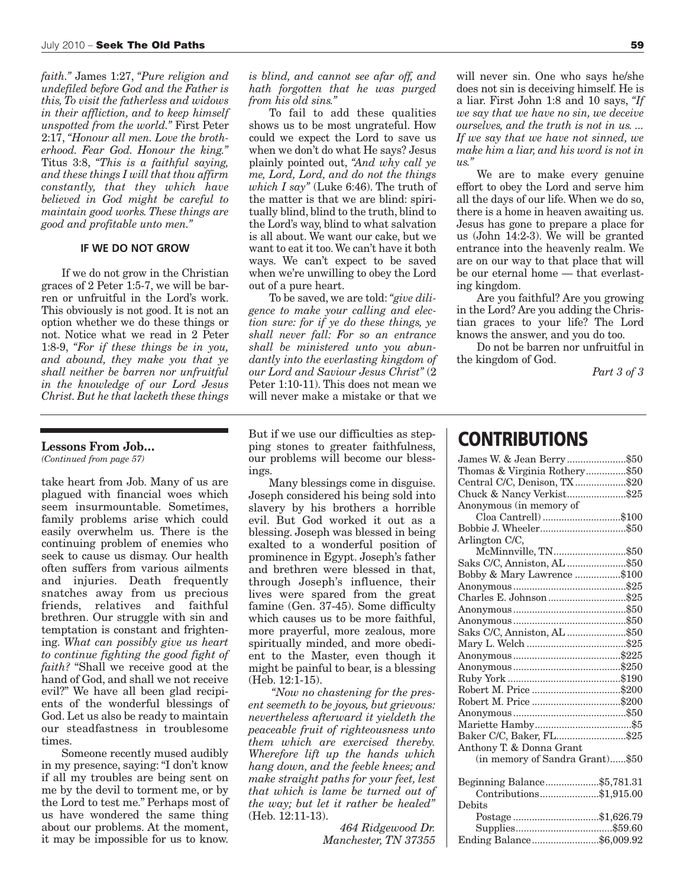*faith."* James 1:27, *"Pure religion and undefiled before God and the Father is this, To visit the fatherless and widows in their affliction, and to keep himself unspotted from the world."* First Peter 2:17, *"Honour all men. Love the brotherhood. Fear God. Honour the king."* Titus 3:8, *"This is a faithful saying, and these things I will that thou affirm constantly, that they which have believed in God might be careful to maintain good works. These things are good and profitable unto men."*

### IF WE DO NOT GROW

If we do not grow in the Christian graces of 2 Peter 1:5-7, we will be barren or unfruitful in the Lord's work. This obviously is not good. It is not an option whether we do these things or not. Notice what we read in 2 Peter 1:8-9, *"For if these things be in you, and abound, they make you that ye shall neither be barren nor unfruitful in the knowledge of our Lord Jesus Christ. But he that lacketh these things is blind, and cannot see afar off, and hath forgotten that he was purged from his old sins."*

To fail to add these qualities shows us to be most ungrateful. How could we expect the Lord to save us when we don't do what He says? Jesus plainly pointed out, *"And why call ye me, Lord, Lord, and do not the things which I say"* (Luke 6:46). The truth of the matter is that we are blind: spiritually blind, blind to the truth, blind to the Lord's way, blind to what salvation is all about. We want our cake, but we want to eat it too. We can't have it both ways. We can't expect to be saved when we're unwilling to obey the Lord out of a pure heart.

To be saved, we are told: *"give diligence to make your calling and election sure: for if ye do these things, ye shall never fall: For so an entrance shall be ministered unto you abundantly into the everlasting kingdom of our Lord and Saviour Jesus Christ"* (2 Peter 1:10-11). This does not mean we will never make a mistake or that we will never sin. One who says he/she does not sin is deceiving himself. He is a liar. First John 1:8 and 10 says, *"If we say that we have no sin, we deceive ourselves, and the truth is not in us. ... If we say that we have not sinned, we make him a liar, and his word is not in us."*

We are to make every genuine effort to obey the Lord and serve him all the days of our life. When we do so, there is a home in heaven awaiting us. Jesus has gone to prepare a place for us (John 14:2-3). We will be granted entrance into the heavenly realm. We are on our way to that place that will be our eternal home — that everlasting kingdom.

Are you faithful? Are you growing in the Lord? Are you adding the Christian graces to your life? The Lord knows the answer, and you do too.

Do not be barren nor unfruitful in the kingdom of God.

*Part 3 of 3*

---

**Lessons From Job...**
*(Continued from page 57)*

take heart from Job. Many of us are plagued with financial woes which seem insurmountable. Sometimes, family problems arise which could easily overwhelm us. There is the continuing problem of enemies who seek to cause us dismay. Our health often suffers from various ailments and injuries. Death frequently snatches away from us precious friends, relatives and faithful brethren. Our struggle with sin and temptation is constant and frightening. *What can possibly give us heart to continue fighting the good fight of faith?* "Shall we receive good at the hand of God, and shall we not receive evil?" We have all been glad recipients of the wonderful blessings of God. Let us also be ready to maintain our steadfastness in troublesome times.

Someone recently mused audibly in my presence, saying: "I don't know if all my troubles are being sent on me by the devil to torment me, or by the Lord to test me." Perhaps most of us have wondered the same thing about our problems. At the moment, it may be impossible for us to know. But if we use our difficulties as stepping stones to greater faithfulness, our problems will become our blessings.

Many blessings come in disguise. Joseph considered his being sold into slavery by his brothers a horrible evil. But God worked it out as a blessing. Joseph was blessed in being exalted to a wonderful position of prominence in Egypt. Joseph's father and brethren were blessed in that, through Joseph's influence, their lives were spared from the great famine (Gen. 37-45). Some difficulty which causes us to be more faithful, more prayerful, more zealous, more spiritually minded, and more obedient to the Master, even though it might be painful to bear, is a blessing (Heb. 12:1-15).

*"Now no chastening for the present seemeth to be joyous, but grievous: nevertheless afterward it yieldeth the peaceable fruit of righteousness unto them which are exercised thereby. Wherefore lift up the hands which hang down, and the feeble knees; and make straight paths for your feet, lest that which is lame be turned out of the way; but let it rather be healed"* (Heb. 12:11-13).

*464 Ridgewood Dr.*
*Manchester, TN 37355*

---

## CONTRIBUTIONS

| | |
|---|---|
| James W. & Jean Berry | $50 |
| Thomas & Virginia Rothery | $50 |
| Central C/C, Denison, TX | $20 |
| Chuck & Nancy Verkist | $25 |
| Anonymous (in memory of Cloa Cantrell) | $100 |
| Bobbie J. Wheeler | $50 |
| Arlington C/C, McMinnville, TN | $50 |
| Saks C/C, Anniston, AL | $50 |
| Bobby & Mary Lawrence | $100 |
| Anonymous | $25 |
| Charles E. Johnson | $25 |
| Anonymous | $50 |
| Anonymous | $50 |
| Saks C/C, Anniston, AL | $50 |
| Mary L. Welch | $25 |
| Anonymous | $225 |
| Anonymous | $250 |
| Ruby York | $190 |
| Robert M. Price | $200 |
| Robert M. Price | $200 |
| Anonymous | $50 |
| Mariette Hamby | $5 |
| Baker C/C, Baker, FL | $25 |
| Anthony T. & Donna Grant (in memory of Sandra Grant) | $50 |

| | |
|---|---|
| Beginning Balance | $5,781.31 |
| Contributions | $1,915.00 |
| Debits | |
| Postage | $1,626.79 |
| Supplies | $59.60 |
| Ending Balance | $6,009.92 |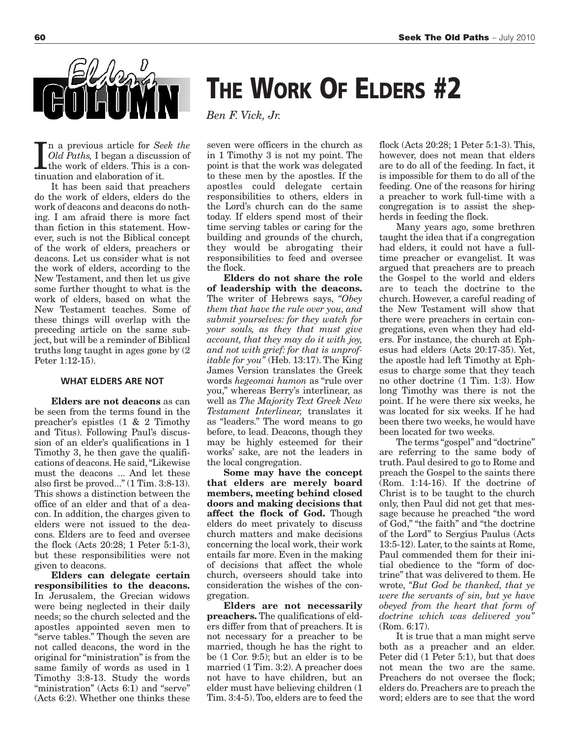Elder's Column

# THE WORK OF ELDERS #2

*Ben F. Vick, Jr.*

In a previous article for *Seek the Old Paths,* I began a discussion of the work of elders. This is a continuation and elaboration of it.

It has been said that preachers do the work of elders, elders do the work of deacons and deacons do nothing. I am afraid there is more fact than fiction in this statement. However, such is not the Biblical concept of the work of elders, preachers or deacons. Let us consider what is not the work of elders, according to the New Testament, and then let us give some further thought to what is the work of elders, based on what the New Testament teaches. Some of these things will overlap with the preceding article on the same subject, but will be a reminder of Biblical truths long taught in ages gone by (2 Peter 1:12-15).

### WHAT ELDERS ARE NOT

**Elders are not deacons** as can be seen from the terms found in the preacher's epistles (1 & 2 Timothy and Titus). Following Paul's discussion of an elder's qualifications in 1 Timothy 3, he then gave the qualifications of deacons. He said, "Likewise must the deacons ... And let these also first be proved..." (1 Tim. 3:8-13). This shows a distinction between the office of an elder and that of a deacon. In addition, the charges given to elders were not issued to the deacons. Elders are to feed and oversee the flock (Acts 20:28; 1 Peter 5:1-3), but these responsibilities were not given to deacons.

**Elders can delegate certain responsibilities to the deacons.** In Jerusalem, the Grecian widows were being neglected in their daily needs; so the church selected and the apostles appointed seven men to "serve tables." Though the seven are not called deacons, the word in the original for "ministration" is from the same family of words as used in 1 Timothy 3:8-13. Study the words "ministration" (Acts 6:1) and "serve" (Acts 6:2). Whether one thinks these seven were officers in the church as in 1 Timothy 3 is not my point. The point is that the work was delegated to these men by the apostles. If the apostles could delegate certain responsibilities to others, elders in the Lord's church can do the same today. If elders spend most of their time serving tables or caring for the building and grounds of the church, they would be abrogating their responsibilities to feed and oversee the flock.

**Elders do not share the role of leadership with the deacons.** The writer of Hebrews says, *"Obey them that have the rule over you, and submit yourselves: for they watch for your souls, as they that must give account, that they may do it with joy, and not with grief: for that is unprofitable for you"* (Heb. 13:17). The King James Version translates the Greek words *hegeomai humon* as "rule over you," whereas Berry's interlinear, as well as *The Majority Text Greek New Testament Interlinear,* translates it as "leaders." The word means to go before, to lead. Deacons, though they may be highly esteemed for their works' sake, are not the leaders in the local congregation.

**Some may have the concept that elders are merely board members, meeting behind closed doors and making decisions that affect the flock of God.** Though elders do meet privately to discuss church matters and make decisions concerning the local work, their work entails far more. Even in the making of decisions that affect the whole church, overseers should take into consideration the wishes of the congregation.

**Elders are not necessarily preachers.** The qualifications of elders differ from that of preachers. It is not necessary for a preacher to be married, though he has the right to be (1 Cor. 9:5); but an elder is to be married (1 Tim. 3:2). A preacher does not have to have children, but an elder must have believing children (1 Tim. 3:4-5). Too, elders are to feed the flock (Acts 20:28; 1 Peter 5:1-3). This, however, does not mean that elders are to do all of the feeding. In fact, it is impossible for them to do all of the feeding. One of the reasons for hiring a preacher to work full-time with a congregation is to assist the shepherds in feeding the flock.

Many years ago, some brethren taught the idea that if a congregation had elders, it could not have a full-time preacher or evangelist. It was argued that preachers are to preach the Gospel to the world and elders are to teach the doctrine to the church. However, a careful reading of the New Testament will show that there were preachers in certain congregations, even when they had elders. For instance, the church at Ephesus had elders (Acts 20:17-35). Yet, the apostle had left Timothy at Ephesus to charge some that they teach no other doctrine (1 Tim. 1:3). How long Timothy was there is not the point. If he were there six weeks, he was located for six weeks. If he had been there two weeks, he would have been located for two weeks.

The terms "gospel" and "doctrine" are referring to the same body of truth. Paul desired to go to Rome and preach the Gospel to the saints there (Rom. 1:14-16). If the doctrine of Christ is to be taught to the church only, then Paul did not get that message because he preached "the word of God," "the faith" and "the doctrine of the Lord" to Sergius Paulus (Acts 13:5-12). Later, to the saints at Rome, Paul commended them for their initial obedience to the "form of doctrine" that was delivered to them. He wrote, *"But God be thanked, that ye were the servants of sin, but ye have obeyed from the heart that form of doctrine which was delivered you"* (Rom. 6:17).

It is true that a man might serve both as a preacher and an elder. Peter did (1 Peter 5:1), but that does not mean the two are the same. Preachers do not oversee the flock; elders do. Preachers are to preach the word; elders are to see that the word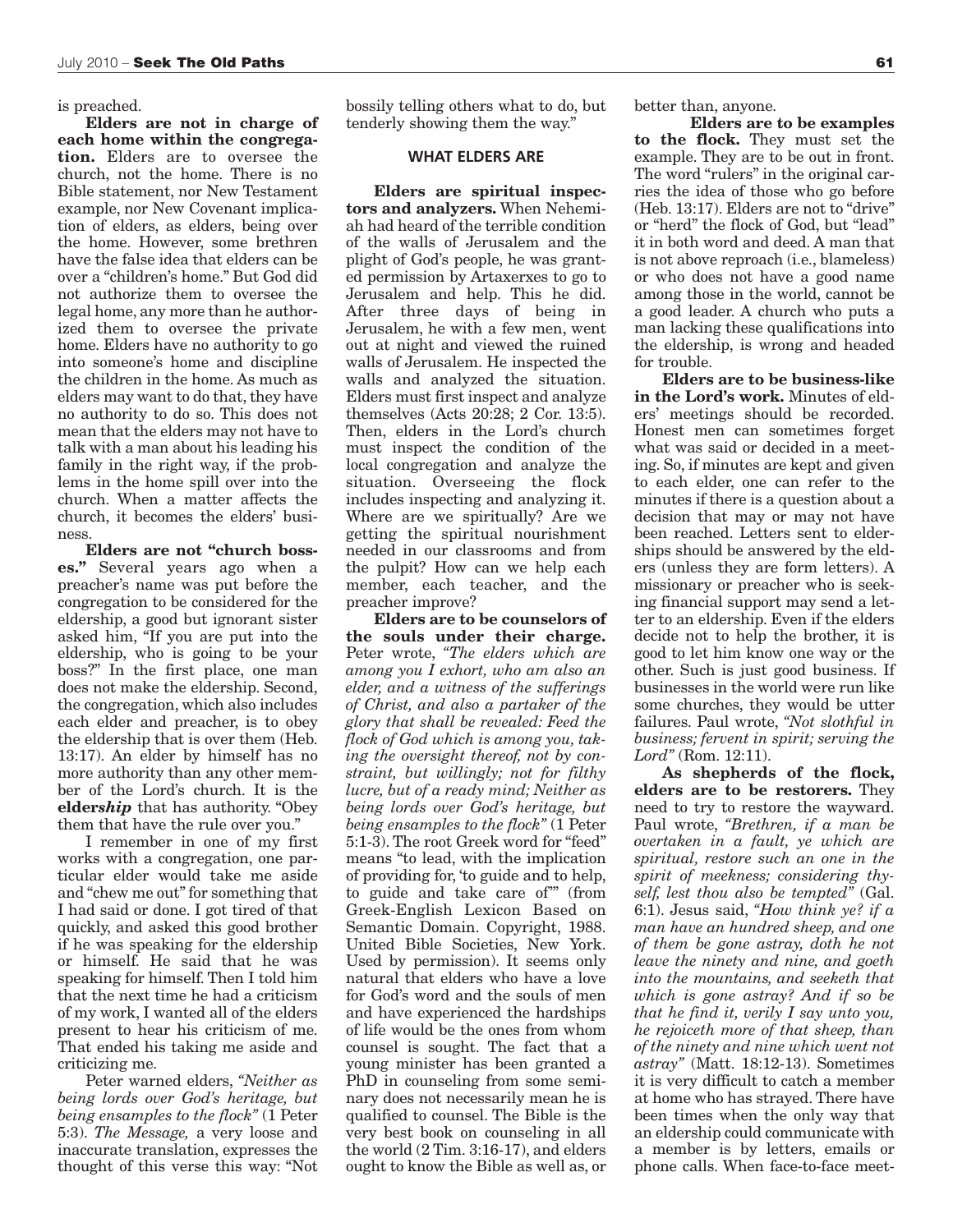is preached.

**Elders are not in charge of each home within the congregation.** Elders are to oversee the church, not the home. There is no Bible statement, nor New Testament example, nor New Covenant implication of elders, as elders, being over the home. However, some brethren have the false idea that elders can be over a "children's home." But God did not authorize them to oversee the legal home, any more than he authorized them to oversee the private home. Elders have no authority to go into someone's home and discipline the children in the home. As much as elders may want to do that, they have no authority to do so. This does not mean that the elders may not have to talk with a man about his leading his family in the right way, if the problems in the home spill over into the church. When a matter affects the church, it becomes the elders' business.

**Elders are not "church bosses."** Several years ago when a preacher's name was put before the congregation to be considered for the eldership, a good but ignorant sister asked him, "If you are put into the eldership, who is going to be your boss?" In the first place, one man does not make the eldership. Second, the congregation, which also includes each elder and preacher, is to obey the eldership that is over them (Heb. 13:17). An elder by himself has no more authority than any other member of the Lord's church. It is the **elder*ship*** that has authority. "Obey them that have the rule over you."

I remember in one of my first works with a congregation, one particular elder would take me aside and "chew me out" for something that I had said or done. I got tired of that quickly, and asked this good brother if he was speaking for the eldership or himself. He said that he was speaking for himself. Then I told him that the next time he had a criticism of my work, I wanted all of the elders present to hear his criticism of me. That ended his taking me aside and criticizing me.

Peter warned elders, *"Neither as being lords over God's heritage, but being ensamples to the flock"* (1 Peter 5:3). *The Message,* a very loose and inaccurate translation, expresses the thought of this verse this way: "Not bossily telling others what to do, but tenderly showing them the way."

## WHAT ELDERS ARE

**Elders are spiritual inspectors and analyzers.** When Nehemiah had heard of the terrible condition of the walls of Jerusalem and the plight of God's people, he was granted permission by Artaxerxes to go to Jerusalem and help. This he did. After three days of being in Jerusalem, he with a few men, went out at night and viewed the ruined walls of Jerusalem. He inspected the walls and analyzed the situation. Elders must first inspect and analyze themselves (Acts 20:28; 2 Cor. 13:5). Then, elders in the Lord's church must inspect the condition of the local congregation and analyze the situation. Overseeing the flock includes inspecting and analyzing it. Where are we spiritually? Are we getting the spiritual nourishment needed in our classrooms and from the pulpit? How can we help each member, each teacher, and the preacher improve?

**Elders are to be counselors of the souls under their charge.** Peter wrote, *"The elders which are among you I exhort, who am also an elder, and a witness of the sufferings of Christ, and also a partaker of the glory that shall be revealed: Feed the flock of God which is among you, taking the oversight thereof, not by constraint, but willingly; not for filthy lucre, but of a ready mind; Neither as being lords over God's heritage, but being ensamples to the flock"* (1 Peter 5:1-3). The root Greek word for "feed" means "to lead, with the implication of providing for, 'to guide and to help, to guide and take care of'" (from Greek-English Lexicon Based on Semantic Domain. Copyright, 1988. United Bible Societies, New York. Used by permission). It seems only natural that elders who have a love for God's word and the souls of men and have experienced the hardships of life would be the ones from whom counsel is sought. The fact that a young minister has been granted a PhD in counseling from some seminary does not necessarily mean he is qualified to counsel. The Bible is the very best book on counseling in all the world (2 Tim. 3:16-17), and elders ought to know the Bible as well as, or better than, anyone.

**Elders are to be examples to the flock.** They must set the example. They are to be out in front. The word "rulers" in the original carries the idea of those who go before (Heb. 13:17). Elders are not to "drive" or "herd" the flock of God, but "lead" it in both word and deed. A man that is not above reproach (i.e., blameless) or who does not have a good name among those in the world, cannot be a good leader. A church who puts a man lacking these qualifications into the eldership, is wrong and headed for trouble.

**Elders are to be business-like in the Lord's work.** Minutes of elders' meetings should be recorded. Honest men can sometimes forget what was said or decided in a meeting. So, if minutes are kept and given to each elder, one can refer to the minutes if there is a question about a decision that may or may not have been reached. Letters sent to elderships should be answered by the elders (unless they are form letters). A missionary or preacher who is seeking financial support may send a letter to an eldership. Even if the elders decide not to help the brother, it is good to let him know one way or the other. Such is just good business. If businesses in the world were run like some churches, they would be utter failures. Paul wrote, *"Not slothful in business; fervent in spirit; serving the Lord"* (Rom. 12:11).

**As shepherds of the flock, elders are to be restorers.** They need to try to restore the wayward. Paul wrote, *"Brethren, if a man be overtaken in a fault, ye which are spiritual, restore such an one in the spirit of meekness; considering thyself, lest thou also be tempted"* (Gal. 6:1). Jesus said, *"How think ye? if a man have an hundred sheep, and one of them be gone astray, doth he not leave the ninety and nine, and goeth into the mountains, and seeketh that which is gone astray? And if so be that he find it, verily I say unto you, he rejoiceth more of that sheep, than of the ninety and nine which went not astray"* (Matt. 18:12-13). Sometimes it is very difficult to catch a member at home who has strayed. There have been times when the only way that an eldership could communicate with a member is by letters, emails or phone calls. When face-to-face meet-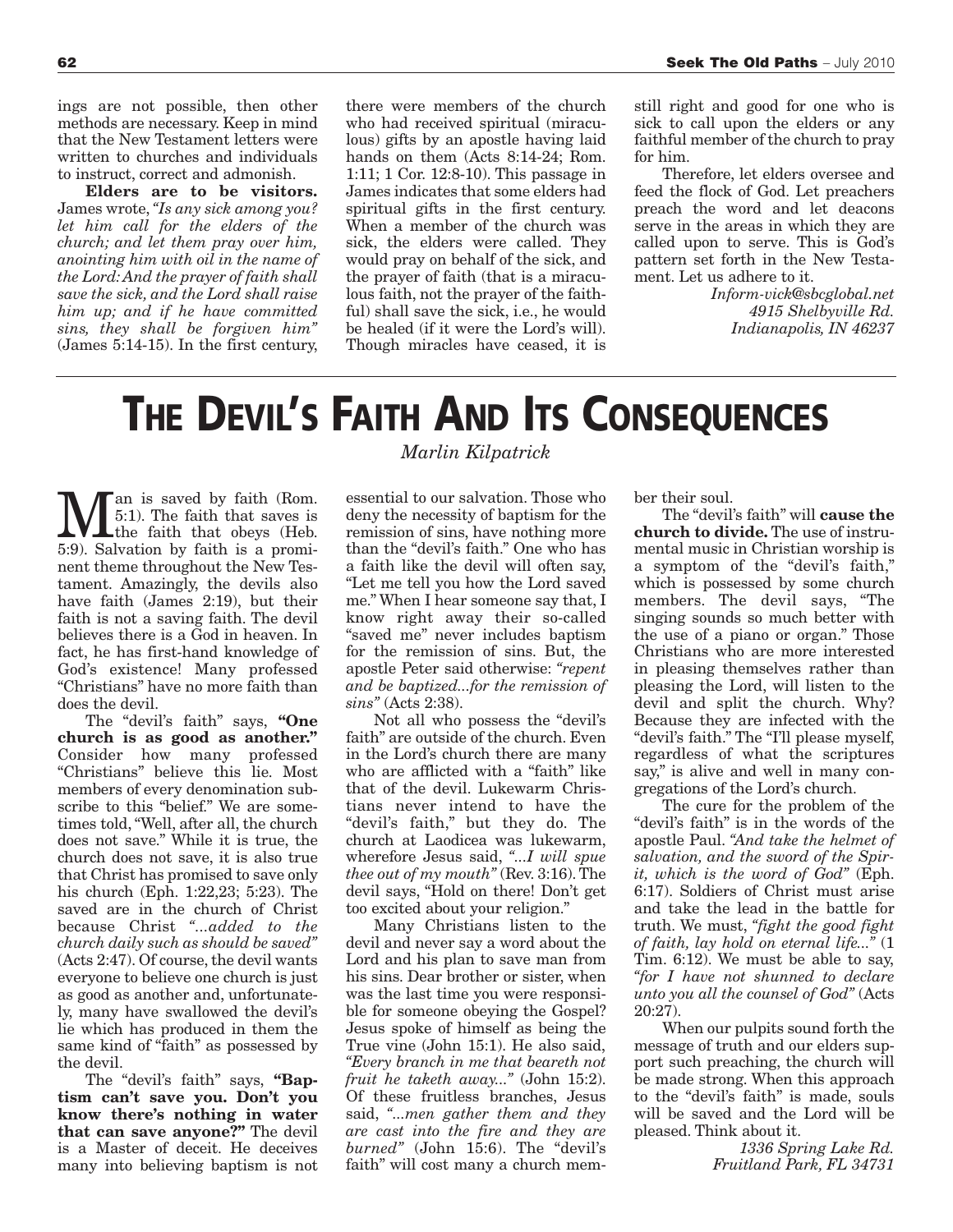ings are not possible, then other methods are necessary. Keep in mind that the New Testament letters were written to churches and individuals to instruct, correct and admonish.

**Elders are to be visitors.** James wrote, *"Is any sick among you? let him call for the elders of the church; and let them pray over him, anointing him with oil in the name of the Lord: And the prayer of faith shall save the sick, and the Lord shall raise him up; and if he have committed sins, they shall be forgiven him"* (James 5:14-15). In the first century, there were members of the church who had received spiritual (miraculous) gifts by an apostle having laid hands on them (Acts 8:14-24; Rom. 1:11; 1 Cor. 12:8-10). This passage in James indicates that some elders had spiritual gifts in the first century. When a member of the church was sick, the elders were called. They would pray on behalf of the sick, and the prayer of faith (that is a miraculous faith, not the prayer of the faithful) shall save the sick, i.e., he would be healed (if it were the Lord's will). Though miracles have ceased, it is still right and good for one who is sick to call upon the elders or any faithful member of the church to pray for him.

Therefore, let elders oversee and feed the flock of God. Let preachers preach the word and let deacons serve in the areas in which they are called upon to serve. This is God's pattern set forth in the New Testament. Let us adhere to it.

*Inform-vick@sbcglobal.net*
*4915 Shelbyville Rd.*
*Indianapolis, IN 46237*

# THE DEVIL'S FAITH AND ITS CONSEQUENCES

*Marlin Kilpatrick*

Man is saved by faith (Rom. 5:1). The faith that saves is the faith that obeys (Heb. 5:9). Salvation by faith is a prominent theme throughout the New Testament. Amazingly, the devils also have faith (James 2:19), but their faith is not a saving faith. The devil believes there is a God in heaven. In fact, he has first-hand knowledge of God's existence! Many professed "Christians" have no more faith than does the devil.

The "devil's faith" says, **"One church is as good as another."** Consider how many professed "Christians" believe this lie. Most members of every denomination subscribe to this "belief." We are sometimes told, "Well, after all, the church does not save." While it is true, the church does not save, it is also true that Christ has promised to save only his church (Eph. 1:22,23; 5:23). The saved are in the church of Christ because Christ *"...added to the church daily such as should be saved"* (Acts 2:47). Of course, the devil wants everyone to believe one church is just as good as another and, unfortunately, many have swallowed the devil's lie which has produced in them the same kind of "faith" as possessed by the devil.

The "devil's faith" says, **"Baptism can't save you. Don't you know there's nothing in water that can save anyone?"** The devil is a Master of deceit. He deceives many into believing baptism is not essential to our salvation. Those who deny the necessity of baptism for the remission of sins, have nothing more than the "devil's faith." One who has a faith like the devil will often say, "Let me tell you how the Lord saved me." When I hear someone say that, I know right away their so-called "saved me" never includes baptism for the remission of sins. But, the apostle Peter said otherwise: *"repent and be baptized...for the remission of sins"* (Acts 2:38).

Not all who possess the "devil's faith" are outside of the church. Even in the Lord's church there are many who are afflicted with a "faith" like that of the devil. Lukewarm Christians never intend to have the "devil's faith," but they do. The church at Laodicea was lukewarm, wherefore Jesus said, *"...I will spue thee out of my mouth"* (Rev. 3:16). The devil says, "Hold on there! Don't get too excited about your religion."

Many Christians listen to the devil and never say a word about the Lord and his plan to save man from his sins. Dear brother or sister, when was the last time you were responsible for someone obeying the Gospel? Jesus spoke of himself as being the True vine (John 15:1). He also said, *"Every branch in me that beareth not fruit he taketh away..."* (John 15:2). Of these fruitless branches, Jesus said, *"...men gather them and they are cast into the fire and they are burned"* (John 15:6). The "devil's faith" will cost many a church member their soul.

The "devil's faith" will **cause the church to divide.** The use of instrumental music in Christian worship is a symptom of the "devil's faith," which is possessed by some church members. The devil says, "The singing sounds so much better with the use of a piano or organ." Those Christians who are more interested in pleasing themselves rather than pleasing the Lord, will listen to the devil and split the church. Why? Because they are infected with the "devil's faith." The "I'll please myself, regardless of what the scriptures say," is alive and well in many congregations of the Lord's church.

The cure for the problem of the "devil's faith" is in the words of the apostle Paul. *"And take the helmet of salvation, and the sword of the Spirit, which is the word of God"* (Eph. 6:17). Soldiers of Christ must arise and take the lead in the battle for truth. We must, *"fight the good fight of faith, lay hold on eternal life..."* (1 Tim. 6:12). We must be able to say, *"for I have not shunned to declare unto you all the counsel of God"* (Acts 20:27).

When our pulpits sound forth the message of truth and our elders support such preaching, the church will be made strong. When this approach to the "devil's faith" is made, souls will be saved and the Lord will be pleased. Think about it.

*1336 Spring Lake Rd.*
*Fruitland Park, FL 34731*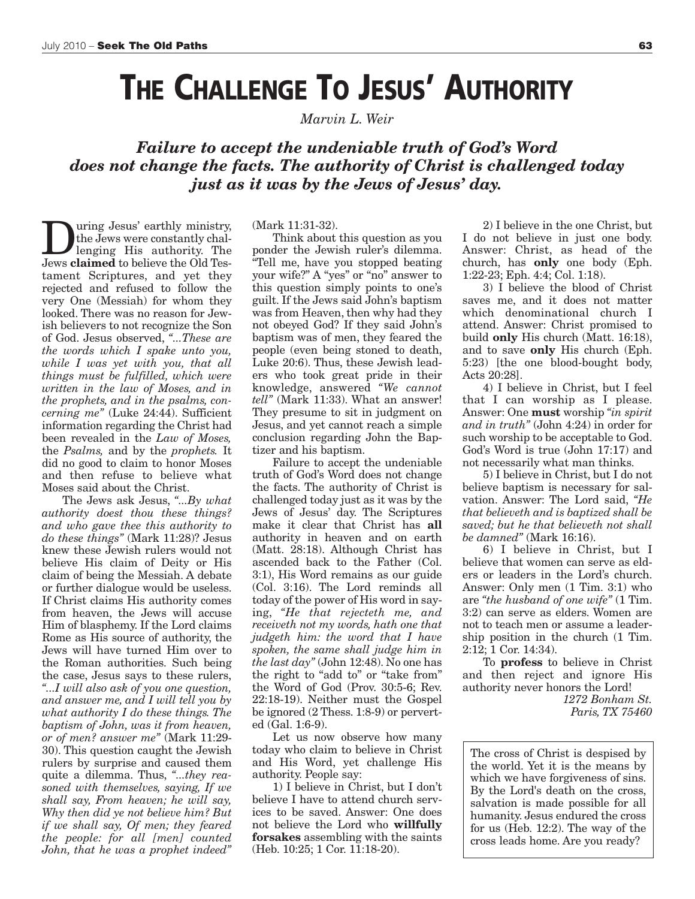# THE CHALLENGE TO JESUS' AUTHORITY

*Marvin L. Weir*

***Failure to accept the undeniable truth of God's Word does not change the facts. The authority of Christ is challenged today just as it was by the Jews of Jesus' day.***

During Jesus' earthly ministry, the Jews were constantly challenging His authority. The Jews **claimed** to believe the Old Testament Scriptures, and yet they rejected and refused to follow the very One (Messiah) for whom they looked. There was no reason for Jewish believers to not recognize the Son of God. Jesus observed, *"...These are the words which I spake unto you, while I was yet with you, that all things must be fulfilled, which were written in the law of Moses, and in the prophets, and in the psalms, concerning me"* (Luke 24:44). Sufficient information regarding the Christ had been revealed in the *Law of Moses,* the *Psalms,* and by the *prophets.* It did no good to claim to honor Moses and then refuse to believe what Moses said about the Christ.

The Jews ask Jesus, *"...By what authority doest thou these things? and who gave thee this authority to do these things"* (Mark 11:28)? Jesus knew these Jewish rulers would not believe His claim of Deity or His claim of being the Messiah. A debate or further dialogue would be useless. If Christ claims His authority comes from heaven, the Jews will accuse Him of blasphemy. If the Lord claims Rome as His source of authority, the Jews will have turned Him over to the Roman authorities. Such being the case, Jesus says to these rulers, *"...I will also ask of you one question, and answer me, and I will tell you by what authority I do these things. The baptism of John, was it from heaven, or of men? answer me"* (Mark 11:29-30). This question caught the Jewish rulers by surprise and caused them quite a dilemma. Thus, *"...they reasoned with themselves, saying, If we shall say, From heaven; he will say, Why then did ye not believe him? But if we shall say, Of men; they feared the people: for all [men] counted John, that he was a prophet indeed"* (Mark 11:31-32).

Think about this question as you ponder the Jewish ruler's dilemma. "Tell me, have you stopped beating your wife?" A "yes" or "no" answer to this question simply points to one's guilt. If the Jews said John's baptism was from Heaven, then why had they not obeyed God? If they said John's baptism was of men, they feared the people (even being stoned to death, Luke 20:6). Thus, these Jewish leaders who took great pride in their knowledge, answered *"We cannot tell"* (Mark 11:33). What an answer! They presume to sit in judgment on Jesus, and yet cannot reach a simple conclusion regarding John the Baptizer and his baptism.

Failure to accept the undeniable truth of God's Word does not change the facts. The authority of Christ is challenged today just as it was by the Jews of Jesus' day. The Scriptures make it clear that Christ has **all** authority in heaven and on earth (Matt. 28:18). Although Christ has ascended back to the Father (Col. 3:1), His Word remains as our guide (Col. 3:16). The Lord reminds all today of the power of His word in saying, *"He that rejecteth me, and receiveth not my words, hath one that judgeth him: the word that I have spoken, the same shall judge him in the last day"* (John 12:48). No one has the right to "add to" or "take from" the Word of God (Prov. 30:5-6; Rev. 22:18-19). Neither must the Gospel be ignored (2 Thess. 1:8-9) or perverted (Gal. 1:6-9).

Let us now observe how many today who claim to believe in Christ and His Word, yet challenge His authority. People say:

1) I believe in Christ, but I don't believe I have to attend church services to be saved. Answer: One does not believe the Lord who **willfully forsakes** assembling with the saints (Heb. 10:25; 1 Cor. 11:18-20).

2) I believe in the one Christ, but I do not believe in just one body. Answer: Christ, as head of the church, has **only** one body (Eph. 1:22-23; Eph. 4:4; Col. 1:18).

3) I believe the blood of Christ saves me, and it does not matter which denominational church I attend. Answer: Christ promised to build **only** His church (Matt. 16:18), and to save **only** His church (Eph. 5:23) [the one blood-bought body, Acts 20:28].

4) I believe in Christ, but I feel that I can worship as I please. Answer: One **must** worship *"in spirit and in truth"* (John 4:24) in order for such worship to be acceptable to God. God's Word is true (John 17:17) and not necessarily what man thinks.

5) I believe in Christ, but I do not believe baptism is necessary for salvation. Answer: The Lord said, *"He that believeth and is baptized shall be saved; but he that believeth not shall be damned"* (Mark 16:16).

6) I believe in Christ, but I believe that women can serve as elders or leaders in the Lord's church. Answer: Only men (1 Tim. 3:1) who are *"the husband of one wife"* (1 Tim. 3:2) can serve as elders. Women are not to teach men or assume a leadership position in the church (1 Tim. 2:12; 1 Cor. 14:34).

To **profess** to believe in Christ and then reject and ignore His authority never honors the Lord!

*1272 Bonham St.*
*Paris, TX 75460*

The cross of Christ is despised by the world. Yet it is the means by which we have forgiveness of sins. By the Lord's death on the cross, salvation is made possible for all humanity. Jesus endured the cross for us (Heb. 12:2). The way of the cross leads home. Are you ready?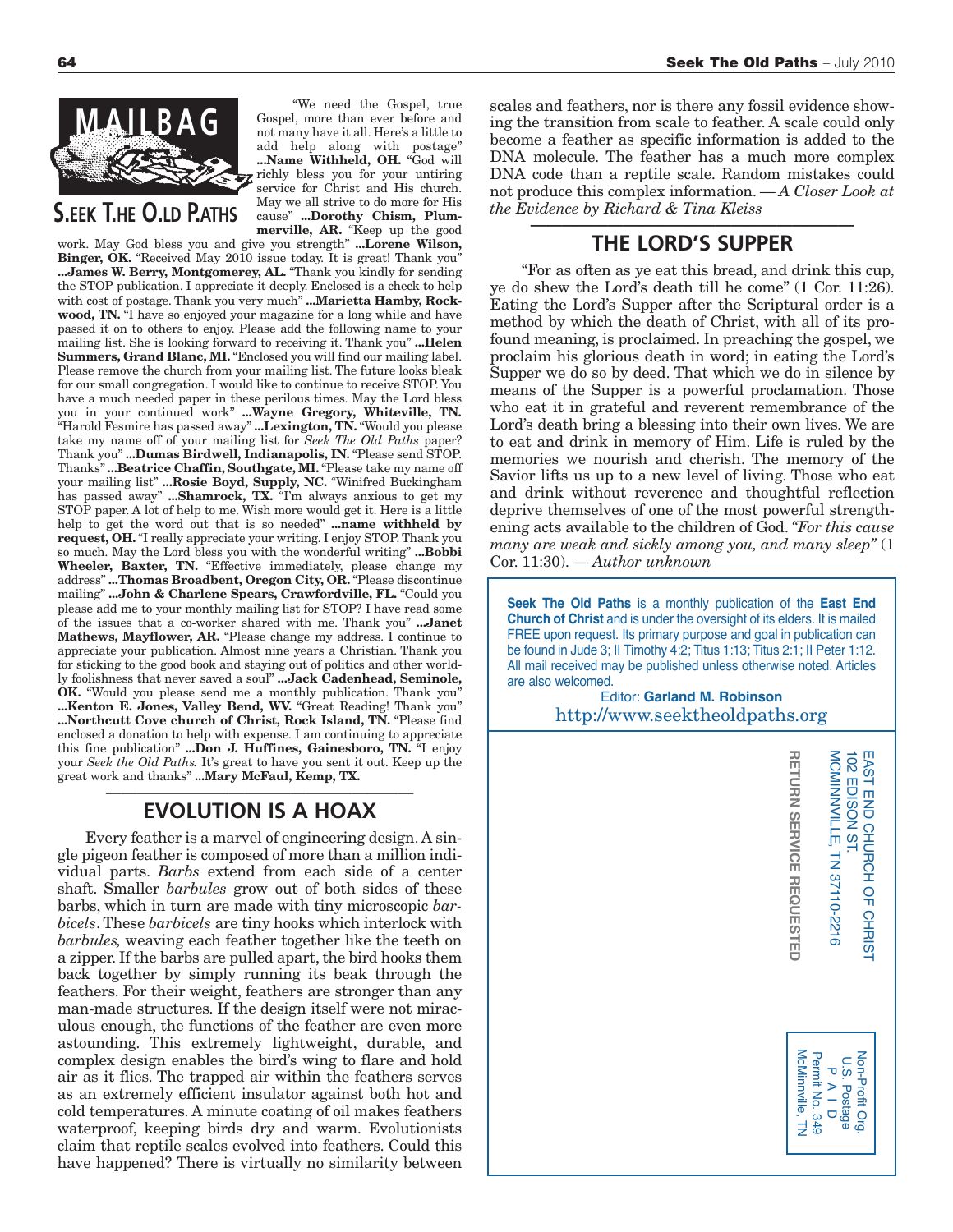# MAILBAG

**S.EEK T.HE O.LD P.ATHS**

"We need the Gospel, true Gospel, more than ever before and not many have it all. Here's a little to add help along with postage" **...Name Withheld, OH.** "God will richly bless you for your untiring service for Christ and His church. May we all strive to do more for His cause" **...Dorothy Chism, Plummerville, AR.** "Keep up the good work. May God bless you and give you strength" **...Lorene Wilson, Binger, OK.** "Received May 2010 issue today. It is great! Thank you" **...James W. Berry, Montgomerey, AL.** "Thank you kindly for sending the STOP publication. I appreciate it deeply. Enclosed is a check to help with cost of postage. Thank you very much" **...Marietta Hamby, Rockwood, TN.** "I have so enjoyed your magazine for a long while and have passed it on to others to enjoy. Please add the following name to your mailing list. She is looking forward to receiving it. Thank you" **...Helen Summers, Grand Blanc, MI.** "Enclosed you will find our mailing label. Please remove the church from your mailing list. The future looks bleak for our small congregation. I would like to continue to receive STOP. You have a much needed paper in these perilous times. May the Lord bless you in your continued work" **...Wayne Gregory, Whiteville, TN.** "Harold Fesmire has passed away" **...Lexington, TN.** "Would you please take my name off of your mailing list for *Seek The Old Paths* paper? Thank you" **...Dumas Birdwell, Indianapolis, IN.** "Please send STOP. Thanks" **...Beatrice Chaffin, Southgate, MI.** "Please take my name off your mailing list" **...Rosie Boyd, Supply, NC.** "Winifred Buckingham has passed away" **...Shamrock, TX.** "I'm always anxious to get my STOP paper. A lot of help to me. Wish more would get it. Here is a little help to get the word out that is so needed" **...name withheld by request, OH.** "I really appreciate your writing. I enjoy STOP. Thank you so much. May the Lord bless you with the wonderful writing" **...Bobbi Wheeler, Baxter, TN.** "Effective immediately, please change my address" **...Thomas Broadbent, Oregon City, OR.** "Please discontinue mailing" **...John & Charlene Spears, Crawfordville, FL.** "Could you please add me to your monthly mailing list for STOP? I have read some of the issues that a co-worker shared with me. Thank you" **...Janet Mathews, Mayflower, AR.** "Please change my address. I continue to appreciate your publication. Almost nine years a Christian. Thank you for sticking to the good book and staying out of politics and other worldly foolishness that never saved a soul" **...Jack Cadenhead, Seminole, OK.** "Would you please send me a monthly publication. Thank you" **...Kenton E. Jones, Valley Bend, WV.** "Great Reading! Thank you" **...Northcutt Cove church of Christ, Rock Island, TN.** "Please find enclosed a donation to help with expense. I am continuing to appreciate this fine publication" **...Don J. Huffines, Gainesboro, TN.** "I enjoy your *Seek the Old Paths.* It's great to have you sent it out. Keep up the great work and thanks" **...Mary McFaul, Kemp, TX.**

## EVOLUTION IS A HOAX

Every feather is a marvel of engineering design. A single pigeon feather is composed of more than a million individual parts. *Barbs* extend from each side of a center shaft. Smaller *barbules* grow out of both sides of these barbs, which in turn are made with tiny microscopic *barbicels*. These *barbicels* are tiny hooks which interlock with *barbules,* weaving each feather together like the teeth on a zipper. If the barbs are pulled apart, the bird hooks them back together by simply running its beak through the feathers. For their weight, feathers are stronger than any man-made structures. If the design itself were not miraculous enough, the functions of the feather are even more astounding. This extremely lightweight, durable, and complex design enables the bird's wing to flare and hold air as it flies. The trapped air within the feathers serves as an extremely efficient insulator against both hot and cold temperatures. A minute coating of oil makes feathers waterproof, keeping birds dry and warm. Evolutionists claim that reptile scales evolved into feathers. Could this have happened? There is virtually no similarity between scales and feathers, nor is there any fossil evidence showing the transition from scale to feather. A scale could only become a feather as specific information is added to the DNA molecule. The feather has a much more complex DNA code than a reptile scale. Random mistakes could not produce this complex information. — *A Closer Look at the Evidence by Richard & Tina Kleiss*

## THE LORD'S SUPPER

"For as often as ye eat this bread, and drink this cup, ye do shew the Lord's death till he come" (1 Cor. 11:26). Eating the Lord's Supper after the Scriptural order is a method by which the death of Christ, with all of its profound meaning, is proclaimed. In preaching the gospel, we proclaim his glorious death in word; in eating the Lord's Supper we do so by deed. That which we do in silence by means of the Supper is a powerful proclamation. Those who eat it in grateful and reverent remembrance of the Lord's death bring a blessing into their own lives. We are to eat and drink in memory of Him. Life is ruled by the memories we nourish and cherish. The memory of the Savior lifts us up to a new level of living. Those who eat and drink without reverence and thoughtful reflection deprive themselves of one of the most powerful strengthening acts available to the children of God. *"For this cause many are weak and sickly among you, and many sleep"* (1 Cor. 11:30). — *Author unknown*

**Seek The Old Paths** is a monthly publication of the **East End Church of Christ** and is under the oversight of its elders. It is mailed FREE upon request. Its primary purpose and goal in publication can be found in Jude 3; II Timothy 4:2; Titus 1:13; Titus 2:1; II Peter 1:12. All mail received may be published unless otherwise noted. Articles are also welcomed.

Editor: **Garland M. Robinson**

http://www.seektheoldpaths.org

EAST END CHURCH OF CHRIST
102 EDISON ST.
MCMINNVILLE, TN 37110-2216

**RETURN SERVICE REQUESTED**

Non-Profit Org.
U.S. Postage
P A I D
Permit No. 349
McMinnville, TN